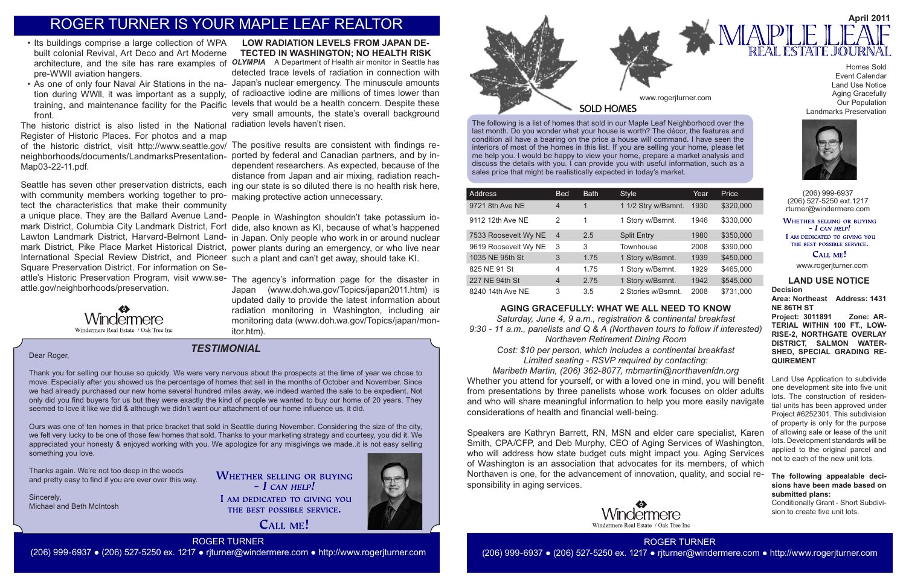# ROGER TURNER IS YOUR MAPLE LEAF REALTOR

- Its buildings comprise a large collection of WPA built colonial Revival, Art Deco and Art Moderne architecture, and the site has rare examples of pre-WWII aviation hangers.
- As one of only four Naval Air Stations in the nation during WWII, it was important as a supply, training, and maintenance facility for the Pacific front.

The historic district is also listed in the National Register of Historic Places. For photos and a map of the historic district, visit http://www.seattle.gov/neighborhoods/documents/LandmarksPresentation-Map03-22-11.pdf.

Seattle has seven other preservation districts, each with community members working together to protect the characteristics that make their community a unique place. They are the Ballard Avenue Landmark District, Columbia City Landmark District, Fort Lawton Landmark District, Harvard-Belmont Landmark District, Pike Place Market Historical District, International Special Review District, and Pioneer Square Preservation District. For information on Seattle's Historic Preservation Program, visit www.seattle.gov/neighborhoods/preservation.

Windermere
Windermere Real Estate / Oak Tree Inc

## LOW RADIATION LEVELS FROM JAPAN DETECTED IN WASHINGTON; NO HEALTH RISK

***OLYMPIA*** A Department of Health air monitor in Seattle has detected trace levels of radiation in connection with Japan's nuclear emergency. The minuscule amounts of radioactive iodine are millions of times lower than levels that would be a health concern. Despite these very small amounts, the state's overall background radiation levels haven't risen.

The positive results are consistent with findings reported by federal and Canadian partners, and by independent researchers. As expected, because of the distance from Japan and air mixing, radiation reaching our state is so diluted there is no health risk here, making protective action unnecessary.

People in Washington shouldn't take potassium iodide, also known as KI, because of what's happened in Japan. Only people who work in or around nuclear power plants during an emergency, or who live near such a plant and can't get away, should take KI.

The agency's information page for the disaster in Japan (www.doh.wa.gov/Topics/japan2011.htm) is updated daily to provide the latest information about radiation monitoring in Washington, including air monitoring data (www.doh.wa.gov/Topics/japan/monitor.htm).

## *TESTIMONIAL*

Dear Roger,

Thank you for selling our house so quickly. We were very nervous about the prospects at the time of year we chose to move. Especially after you showed us the percentage of homes that sell in the months of October and November. Since we had already purchased our new home several hundred miles away, we indeed wanted the sale to be expedient. Not only did you find buyers for us but they were exactly the kind of people we wanted to buy our home of 20 years. They seemed to love it like we did & although we didn't want our attachment of our home influence us, it did.

Ours was one of ten homes in that price bracket that sold in Seattle during November. Considering the size of the city, we felt very lucky to be one of those few homes that sold. Thanks to your marketing strategy and courtesy, you did it. We appreciated your honesty & enjoyed working with you. We apologize for any misgivings we made..it is not easy selling something you love.

Thanks again. We're not too deep in the woods and pretty easy to find if you are ever over this way.

Sincerely,
Michael and Beth McIntosh

WHETHER SELLING OR BUYING – *I CAN HELP!*
I AM DEDICATED TO GIVING YOU THE BEST POSSIBLE SERVICE.
CALL ME!

ROGER TURNER
(206) 999-6937 ● (206) 527-5250 ex. 1217 ● rjturner@windermere.com ● http://www.rogerjturner.com

---

# MAPLE LEAF REAL ESTATE JOURNAL

April 2011

www.rogerjturner.com

Homes Sold
Event Calendar
Land Use Notice
Aging Gracefully
Our Population
Landmarks Preservation

## SOLD HOMES

The following is a list of homes that sold in our Maple Leaf Neighborhood over the last month. Do you wonder what your house is worth? The décor, the features and condition all have a bearing on the price a house will command. I have seen the interiors of most of the homes in this list. If you are selling your home, please let me help you. I would be happy to view your home, prepare a market analysis and discuss the details with you. I can provide you with useful information, such as a sales price that might be realistically expected in today's market.

| Address | Bed | Bath | Style | Year | Price |
|---|---|---|---|---|---|
| 9721 8th Ave NE | 4 | 1 | 1 1/2 Stry w/Bsmnt. | 1930 | $320,000 |
| 9112 12th Ave NE | 2 | 1 | 1 Story w/Bsmnt. | 1946 | $330,000 |
| 7533 Roosevelt Wy NE | 4 | 2.5 | Split Entry | 1980 | $350,000 |
| 9619 Roosevelt Wy NE | 3 | 3 | Townhouse | 2008 | $390,000 |
| 1035 NE 95th St | 3 | 1.75 | 1 Story w/Bsmnt. | 1939 | $450,000 |
| 825 NE 91 St | 4 | 1.75 | 1 Story w/Bsmnt. | 1929 | $465,000 |
| 227 NE 94th St | 4 | 2.75 | 1 Story w/Bsmnt. | 1942 | $545,000 |
| 8240 14th Ave NE | 3 | 3.5 | 2 Stories w/Bsmnt. | 2008 | $731,000 |

## AGING GRACEFULLY: WHAT WE ALL NEED TO KNOW

*Saturday, June 4, 9 a.m., registration & continental breakfast*
*9:30 - 11 a.m., panelists and Q & A (Northaven tours to follow if interested)*
*Northaven Retirement Dining Room*
*Cost: $10 per person, which includes a continental breakfast*
*Limited seating - RSVP required by contacting:*
*Maribeth Martin, (206) 362-8077, mbmartin@northavenfdn.org*

Whether you attend for yourself, or with a loved one in mind, you will benefit from presentations by three panelists whose work focuses on older adults and who will share meaningful information to help you more easily navigate considerations of health and financial well-being.

Speakers are Kathryn Barrett, RN, MSN and elder care specialist, Karen Smith, CPA/CFP, and Deb Murphy, CEO of Aging Services of Washington, who will address how state budget cuts might impact you. Aging Services of Washington is an association that advocates for its members, of which Northaven is one, for the advancement of innovation, quality, and social responsibility in aging services.

Windermere
Windermere Real Estate / Oak Tree Inc

(206) 999-6937
(206) 527-5250 ext.1217
rturner@windermere.com

WHETHER SELLING OR BUYING – *I CAN HELP!*
I AM DEDICATED TO GIVING YOU THE BEST POSSIBLE SERVICE.
CALL ME!

www.rogerjturner.com

## LAND USE NOTICE

**Decision**
**Area: Northeast Address: 1431 NE 86TH ST**
**Project: 3011891 Zone: ARTERIAL WITHIN 100 FT., LOWRISE-2, NORTHGATE OVERLAY DISTRICT, SALMON WATERSHED, SPECIAL GRADING REQUIREMENT**

Land Use Application to subdivide one development site into five unit lots. The construction of residential units has been approved under Project #6252301. This subdivision of property is only for the purpose of allowing sale or lease of the unit lots. Development standards will be applied to the original parcel and not to each of the new unit lots.

**The following appealable decisions have been made based on submitted plans:**
Conditionally Grant - Short Subdivision to create five unit lots.

ROGER TURNER
(206) 999-6937 ● (206) 527-5250 ex. 1217 ● rjturner@windermere.com ● http://www.rogerjturner.com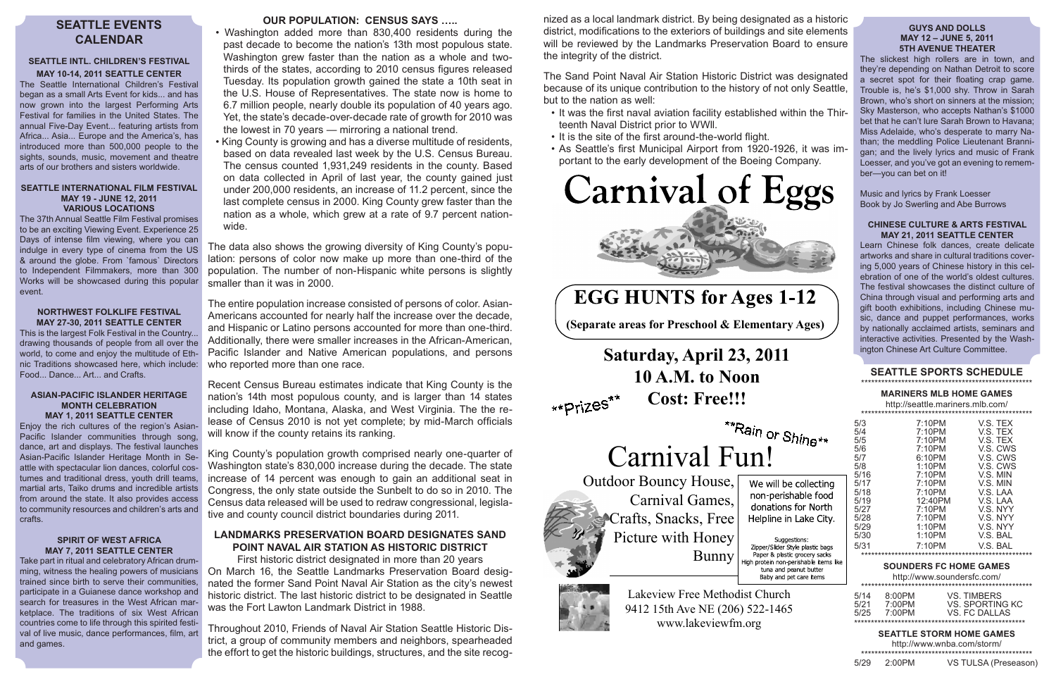## SEATTLE EVENTS CALENDAR

### SEATTLE INTL. CHILDREN'S FESTIVAL
**MAY 10-14, 2011 SEATTLE CENTER**

The Seattle International Children's Festival began as a small Arts Event for kids... and has now grown into the largest Performing Arts Festival for families in the United States. The annual Five-Day Event... featuring artists from Africa... Asia... Europe and the America's, has introduced more than 500,000 people to the sights, sounds, music, movement and theatre arts of our brothers and sisters worldwide.

### SEATTLE INTERNATIONAL FILM FESTIVAL
**MAY 19 - JUNE 12, 2011**
**VARIOUS LOCATIONS**

The 37th Annual Seattle Film Festival promises to be an exciting Viewing Event. Experience 25 Days of intense film viewing, where you can indulge in every type of cinema from the US & around the globe. From `famous` Directors to Independent Filmmakers, more than 300 Works will be showcased during this popular event.

### NORTHWEST FOLKLIFE FESTIVAL
**MAY 27-30, 2011 SEATTLE CENTER**

This is the largest Folk Festival in the Country... drawing thousands of people from all over the world, to come and enjoy the multitude of Ethnic Traditions showcased here, which include: Food... Dance... Art... and Crafts.

### ASIAN-PACIFIC ISLANDER HERITAGE MONTH CELEBRATION
**MAY 1, 2011 SEATTLE CENTER**

Enjoy the rich cultures of the region's Asian-Pacific Islander communities through song, dance, art and displays. The festival launches Asian-Pacific Islander Heritage Month in Seattle with spectacular lion dances, colorful costumes and traditional dress, youth drill teams, martial arts, Taiko drums and incredible artists from around the state. It also provides access to community resources and children's arts and crafts.

### SPIRIT OF WEST AFRICA
**MAY 7, 2011 SEATTLE CENTER**

Take part in ritual and celebratory African drumming, witness the healing powers of musicians trained since birth to serve their communities, participate in a Guianese dance workshop and search for treasures in the West African marketplace. The traditions of six West African countries come to life through this spirited festival of live music, dance performances, film, art and games.

## OUR POPULATION: CENSUS SAYS .....

- Washington added more than 830,400 residents during the past decade to become the nation's 13th most populous state. Washington grew faster than the nation as a whole and two-thirds of the states, according to 2010 census figures released Tuesday. Its population growth gained the state a 10th seat in the U.S. House of Representatives. The state now is home to 6.7 million people, nearly double its population of 40 years ago. Yet, the state's decade-over-decade rate of growth for 2010 was the lowest in 70 years — mirroring a national trend.
- King County is growing and has a diverse multitude of residents, based on data revealed last week by the U.S. Census Bureau. The census counted 1,931,249 residents in the county. Based on data collected in April of last year, the county gained just under 200,000 residents, an increase of 11.2 percent, since the last complete census in 2000. King County grew faster than the nation as a whole, which grew at a rate of 9.7 percent nationwide.

The data also shows the growing diversity of King County's population: persons of color now make up more than one-third of the population. The number of non-Hispanic white persons is slightly smaller than it was in 2000.

The entire population increase consisted of persons of color. Asian-Americans accounted for nearly half the increase over the decade, and Hispanic or Latino persons accounted for more than one-third. Additionally, there were smaller increases in the African-American, Pacific Islander and Native American populations, and persons who reported more than one race.

Recent Census Bureau estimates indicate that King County is the nation's 14th most populous county, and is larger than 14 states including Idaho, Montana, Alaska, and West Virginia. The the release of Census 2010 is not yet complete; by mid-March officials will know if the county retains its ranking.

King County's population growth comprised nearly one-quarter of Washington state's 830,000 increase during the decade. The state increase of 14 percent was enough to gain an additional seat in Congress, the only state outside the Sunbelt to do so in 2010. The Census data released will be used to redraw congressional, legislative and county council district boundaries during 2011.

## LANDMARKS PRESERVATION BOARD DESIGNATES SAND POINT NAVAL AIR STATION AS HISTORIC DISTRICT

First historic district designated in more than 20 years

On March 16, the Seattle Landmarks Preservation Board designated the former Sand Point Naval Air Station as the city's newest historic district. The last historic district to be designated in Seattle was the Fort Lawton Landmark District in 1988.

Throughout 2010, Friends of Naval Air Station Seattle Historic District, a group of community members and neighbors, spearheaded the effort to get the historic buildings, structures, and the site recognized as a local landmark district. By being designated as a historic district, modifications to the exteriors of buildings and site elements will be reviewed by the Landmarks Preservation Board to ensure the integrity of the district.

The Sand Point Naval Air Station Historic District was designated because of its unique contribution to the history of not only Seattle, but to the nation as well:

- It was the first naval aviation facility established within the Thirteenth Naval District prior to WWII.
- It is the site of the first around-the-world flight.
- As Seattle's first Municipal Airport from 1920-1926, it was important to the early development of the Boeing Company.

# Carnival of Eggs

## EGG HUNTS for Ages 1-12

**(Separate areas for Preschool & Elementary Ages)**

**Saturday, April 23, 2011**
**10 A.M. to Noon**
**Cost: Free!!!**

**Prizes**

**Rain or Shine**

# Carnival Fun!

Outdoor Bouncy House,
Carnival Games,
Crafts, Snacks, Free
Picture with Honey
Bunny

We will be collecting non-perishable food donations for North Helpline in Lake City.

Suggestions:
Zipper/Slider Style plastic bags
Paper & plastic grocery sacks
High protein non-perishable items like tuna and peanut butter
Baby and pet care items

Lakeview Free Methodist Church
9412 15th Ave NE (206) 522-1465
www.lakeviewfm.org

### GUYS AND DOLLS
**MAY 12 – JUNE 5, 2011**
**5TH AVENUE THEATER**

The slickest high rollers are in town, and they're depending on Nathan Detroit to score a secret spot for their floating crap game. Trouble is, he's $1,000 shy. Throw in Sarah Brown, who's short on sinners at the mission; Sky Masterson, who accepts Nathan's $1000 bet that he can't lure Sarah Brown to Havana; Miss Adelaide, who's desperate to marry Nathan; the meddling Police Lieutenant Brannigan; and the lively lyrics and music of Frank Loesser, and you've got an evening to remember—you can bet on it!

Music and lyrics by Frank Loesser
Book by Jo Swerling and Abe Burrows

### CHINESE CULTURE & ARTS FESTIVAL
**MAY 21, 2011 SEATTLE CENTER**

Learn Chinese folk dances, create delicate artworks and share in cultural traditions covering 5,000 years of Chinese history in this celebration of one of the world's oldest cultures. The festival showcases the distinct culture of China through visual and performing arts and gift booth exhibitions, including Chinese music, dance and puppet performances, works by nationally acclaimed artists, seminars and interactive activities. Presented by the Washington Chinese Art Culture Committee.

## SEATTLE SPORTS SCHEDULE

### MARINERS MLB HOME GAMES
http://seattle.mariners.mlb.com/

| | | |
|---|---|---|
| 5/3 | 7:10PM | V.S. TEX |
| 5/4 | 7:10PM | V.S. TEX |
| 5/5 | 7:10PM | V.S. TEX |
| 5/6 | 7:10PM | V.S. CWS |
| 5/7 | 6:10PM | V.S. CWS |
| 5/8 | 1:10PM | V.S. CWS |
| 5/16 | 7:10PM | V.S. MIN |
| 5/17 | 7:10PM | V.S. MIN |
| 5/18 | 7:10PM | V.S. LAA |
| 5/19 | 12:40PM | V.S. LAA |
| 5/27 | 7:10PM | V.S. NYY |
| 5/28 | 7:10PM | V.S. NYY |
| 5/29 | 1:10PM | V.S. NYY |
| 5/30 | 1:10PM | V.S. BAL |
| 5/31 | 7:10PM | V.S. BAL |

### SOUNDERS FC HOME GAMES
http://www.soundersfc.com/

| | | |
|---|---|---|
| 5/14 | 8:00PM | VS. TIMBERS |
| 5/21 | 7:00PM | VS. SPORTING KC |
| 5/25 | 7:00PM | VS. FC DALLAS |

### SEATTLE STORM HOME GAMES
http://www.wnba.com/storm/

| | | |
|---|---|---|
| 5/29 | 2:00PM | VS TULSA (Preseason) |